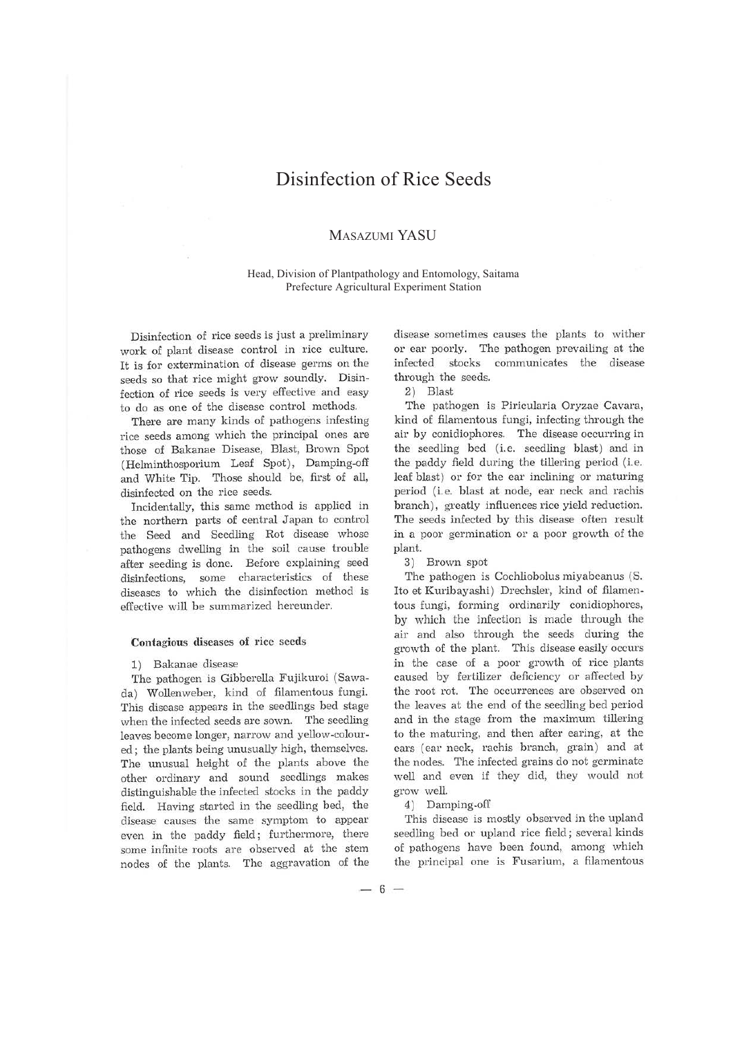# Disinfection of Rice Seeds

## MASAZUMI YASU

Head, Division of Plantpathology and Entomology, Saitama Prefecture Agricultural Experiment Station

Disinfection of rice seeds is just a preliminary work of plant disease control in rice culture. It is for extermination of disease germs on the seeds so that rice might grow soundly. Disinfection of rice seeds is very effective and easy to do as one of the disease control methods.

There are many kinds of pathogens infesting rice seeds among which the principal ones are those of Bakanae Disease, Blast, Brown Spot (Helminthosporium Leaf Spot), Damping-off and White Tip. Those should be, first of all, disinfected on the rice seeds.

Incidentally, this same method is applied in the northern parts of central Japan to control the Seed and Seedling Rot disease whose pathogens dwelling in the soil cause trouble after seeding is done. Before explaining seed disinfections, some characteristics of these diseases to which the disinfection method is effective will be summarized hereunder.

### Contagious diseases of rice seeds

1) Bakanae disease

The pathogen is Gibberella Fujikuroi (Sawada) Wollenweber, kind of filamentous fungi. This disease appears in the seedlings bed stage when the infected seeds are sown. The seedling leaves become longer, narrow and yellow-coloured; the plants being unusually high, themselves. The unusual height of the plants above the other ordinary and sound seedlings makes distinguishable the infected stocks in the paddy field. Having started in the seedling bed, the disease causes the same symptom to appear even in the paddy field; furthermore, there some infinite roots are observed at the stem nodes of the plants. The aggravation of the disease sometimes causes the plants to wither or ear poorly. The pathogen prevailing at the infected stocks communicates the disease through the seeds.

2) Blast

The pathogen is Piricularia Oryzae Cavara, kind of filamentous fungi, infecting through the air by conidiophores. The disease occurring in the seedling bed (i.e. seedling blast) and in the paddy field during the tillering period (i.e. leaf blast) or for the ear inclining or maturing period (i.e. blast at node, ear neck and rachis branch), greatly influences rice yield reduction. The seeds infected by this disease often result in a poor germination or a poor growth of the plant.

3) Brown spot

The pathogen is Cochliobolus miyabeanus (S. Ito et Kuribayashi) Drechsler, kind of filamentous fungi, forming ordinarily conidiophores, by which the infection is made through the air and also through the seeds during the growth of the plant. This disease easily occurs in the case of a poor growth of rice plants caused by fertilizer deficiency or affected by the root rot. The occurrences are observed on the leaves at the end of the seedling bed period and in the stage from the maximum tillering to the maturing, and then after earing, at the ears (ear neck, rachis branch, grain) and at the nodes. The infected grains do not germinate well and even if they did, they would not grow well.

4) Damping-off

This disease is mostly observed in the upland seedling bed or upland rice field; several kinds of pathogens have been found, among which the principal one is Fusarium, a filamentous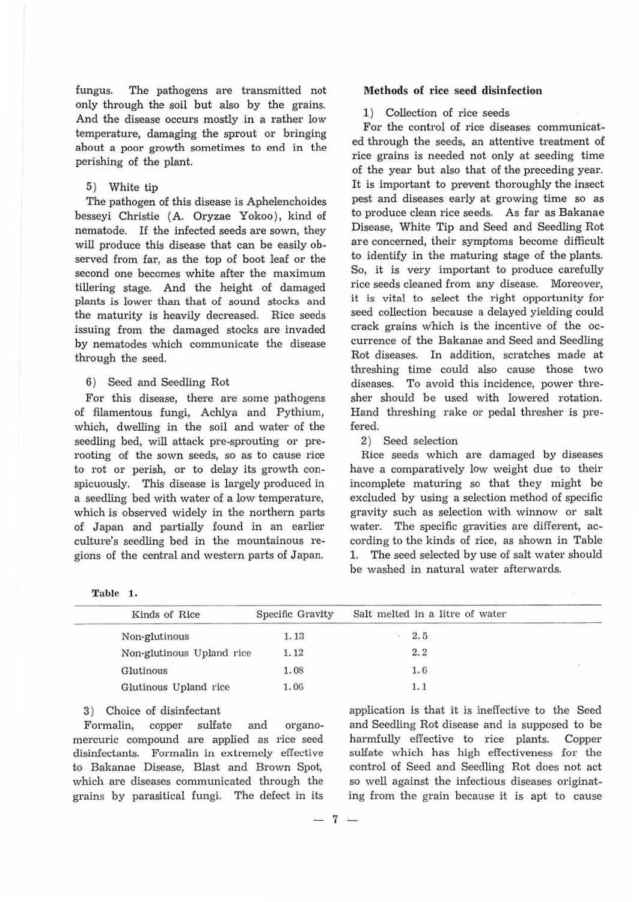fungus. The pathogens are transmitted not only through the soil but also by the grains. And the disease occurs mostly in a rather low temperature, damaging the sprout or bringing about a poor growth sometimes to end in the perishing of the plant.

5) White tip

The pathogen of this disease is Aphelenchoides besseyi Christie (A. Oryzae Yokoo), kind of nematode. If the infected seeds are sown, they will produce this disease that can be easily observed from far, as the top of boot leaf or the second one becomes white after the maximum tillering stage. And the height of damaged plants is lower than that of sound stocks and the maturity is heavily decreased. Rice seeds issuing from the damaged stocks are invaded by nematodes which communicate the disease through the seed.

6) Seed and Seedling Rot

For this disease, there are some pathogens of filamentous fungi, Achlya and Pythium, which, dwelling in the soil and water of the seedling bed, will attack pre-sprouting or pre-rooting of the sown seeds, so as to cause rice to rot or perish, or to delay its growth conspicuously. This disease is largely produced in a seedling bed with water of a low temperature, which is observed widely in the northern parts of Japan and partially found in an earlier culture's seedling bed in the mountainous regions of the central and western parts of Japan.

**Methods of rice seed disinfection**

1) Collection of rice seeds

For the control of rice diseases communicated through the seeds, an attentive treatment of rice grains is needed not only at seeding time of the year but also that of the preceding year. It is important to prevent thoroughly the insect pest and diseases early at growing time so as to produce clean rice seeds. As far as Bakanae Disease, White Tip and Seed and Seedling Rot are concerned, their symptoms become difficult to identify in the maturing stage of the plants. So, it is very important to produce carefully rice seeds cleaned from any disease. Moreover, it is vital to select the right opportunity for seed collection because a delayed yielding could crack grains which is the incentive of the occurrence of the Bakanae and Seed and Seedling Rot diseases. In addition, scratches made at threshing time could also cause those two diseases. To avoid this incidence, power thresher should be used with lowered rotation. Hand threshing rake or pedal thresher is prefered.

2) Seed selection

Rice seeds which are damaged by diseases have a comparatively low weight due to their incomplete maturing so that they might be excluded by using a selection method of specific gravity such as selection with winnow or salt water. The specific gravities are different, according to the kinds of rice, as shown in Table 1. The seed selected by use of salt water should be washed in natural water afterwards.

**Table 1.**

| Kinds of Rice | Specific Gravity | Salt melted in a litre of water |
|---|---|---|
| Non-glutinous | 1.13 | 2.5 |
| Non-glutinous Upland rice | 1.12 | 2.2 |
| Glutinous | 1.08 | 1.6 |
| Glutinous Upland rice | 1.06 | 1.1 |

3) Choice of disinfectant

Formalin, copper sulfate and organo-mercuric compound are applied as rice seed disinfectants. Formalin in extremely effective to Bakanae Disease, Blast and Brown Spot, which are diseases communicated through the grains by parasitical fungi. The defect in its application is that it is ineffective to the Seed and Seedling Rot disease and is supposed to be harmfully effective to rice plants. Copper sulfate which has high effectiveness for the control of Seed and Seedling Rot does not act so well against the infectious diseases originating from the grain because it is apt to cause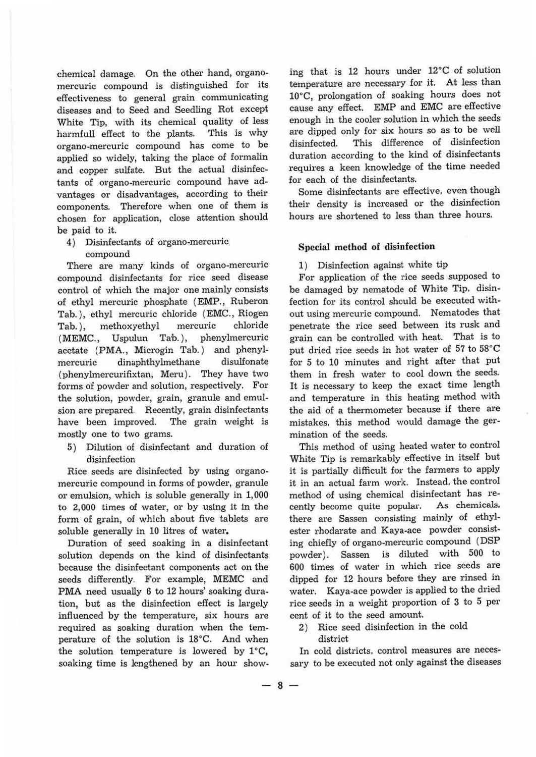chemical damage. On the other hand, organo-mercuric compound is distinguished for its effectiveness to general grain communicating diseases and to Seed and Seedling Rot except White Tip, with its chemical quality of less harmfull effect to the plants. This is why organo-mercuric compound has come to be applied so widely, taking the place of formalin and copper sulfate. But the actual disinfectants of organo-mercuric compound have advantages or disadvantages, according to their components. Therefore when one of them is chosen for application, close attention should be paid to it.

4) Disinfectants of organo-mercuric compound

There are many kinds of organo-mercuric compound disinfectants for rice seed disease control of which the major one mainly consists of ethyl mercuric phosphate (EMP., Ruberon Tab.), ethyl mercuric chloride (EMC., Riogen Tab.), methoxyethyl mercuric chloride (MEMC., Uspulun Tab.), phenylmercuric acetate (PMA., Microgin Tab.) and phenylmercuric dinaphthylmethane disulfonate (phenylmercurifixtan, Meru). They have two forms of powder and solution, respectively. For the solution, powder, grain, granule and emulsion are prepared. Recently, grain disinfectants have been improved. The grain weight is mostly one to two grams.

5) Dilution of disinfectant and duration of disinfection

Rice seeds are disinfected by using organo-mercuric compound in forms of powder, granule or emulsion, which is soluble generally in 1,000 to 2,000 times of water, or by using it in the form of grain, of which about five tablets are soluble generally in 10 litres of water.

Duration of seed soaking in a disinfectant solution depends on the kind of disinfectants because the disinfectant components act on the seeds differently. For example, MEMC and PMA need usually 6 to 12 hours' soaking duration, but as the disinfection effect is largely influenced by the temperature, six hours are required as soaking duration when the temperature of the solution is 18°C. And when the solution temperature is lowered by 1°C, soaking time is lengthened by an hour showing that is 12 hours under 12°C of solution temperature are necessary for it. At less than 10°C, prolongation of soaking hours does not cause any effect. EMP and EMC are effective enough in the cooler solution in which the seeds are dipped only for six hours so as to be well disinfected. This difference of disinfection duration according to the kind of disinfectants requires a keen knowledge of the time needed for each of the disinfectants.

Some disinfectants are effective, even though their density is increased or the disinfection hours are shortened to less than three hours.

### Special method of disinfection

1) Disinfection against white tip

For application of the rice seeds supposed to be damaged by nematode of White Tip, disinfection for its control should be executed without using mercuric compound. Nematodes that penetrate the rice seed between its rusk and grain can be controlled with heat. That is to put dried rice seeds in hot water of 57 to 58°C for 5 to 10 minutes and right after that put them in fresh water to cool down the seeds. It is necessary to keep the exact time length and temperature in this heating method with the aid of a thermometer because if there are mistakes, this method would damage the germination of the seeds.

This method of using heated water to control White Tip is remarkably effective in itself but it is partially difficult for the farmers to apply it in an actual farm work. Instead, the control method of using chemical disinfectant has recently become quite popular. As chemicals, there are Sassen consisting mainly of ethylester rhodarate and Kaya-ace powder consisting chiefly of organo-mercuric compound (DSP powder). Sassen is diluted with 500 to 600 times of water in which rice seeds are dipped for 12 hours before they are rinsed in water. Kaya-ace powder is applied to the dried rice seeds in a weight proportion of 3 to 5 per cent of it to the seed amount.

2) Rice seed disinfection in the cold district

In cold districts, control measures are necessary to be executed not only against the diseases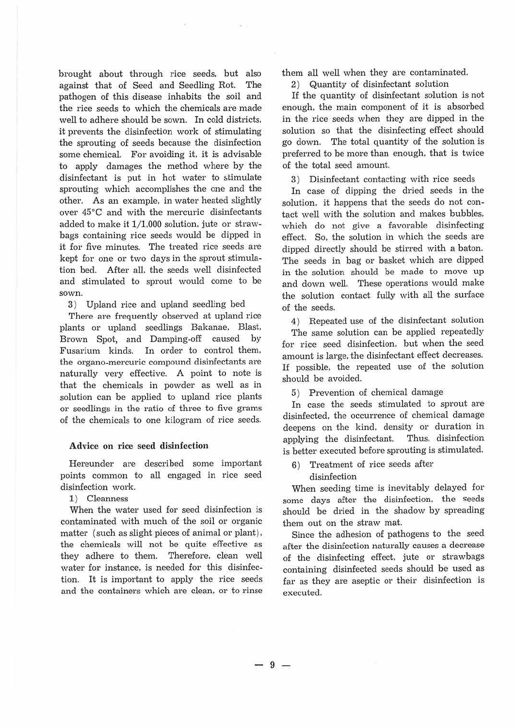brought about through rice seeds, but also against that of Seed and Seedling Rot. The pathogen of this disease inhabits the soil and the rice seeds to which the chemicals are made well to adhere should be sown. In cold districts, it prevents the disinfection work of stimulating the sprouting of seeds because the disinfection some chemical. For avoiding it, it is advisable to apply damages the method where by the disinfectant is put in hot water to stimulate sprouting which accomplishes the one and the other. As an example, in water heated slightly over 45°C and with the mercuric disinfectants added to make it 1/1,000 solution, jute or strawbags containing rice seeds would be dipped in it for five minutes. The treated rice seeds are kept for one or two days in the sprout stimulation bed. After all, the seeds well disinfected and stimulated to sprout would come to be sown.

3) Upland rice and upland seedling bed

There are frequently observed at upland rice plants or upland seedlings Bakanae, Blast, Brown Spot, and Damping-off caused by Fusarium kinds. In order to control them, the organo-mercuric compound disinfectants are naturally very effective. A point to note is that the chemicals in powder as well as in solution can be applied to upland rice plants or seedlings in the ratio of three to five grams of the chemicals to one kilogram of rice seeds.

### Advice on rice seed disinfection

Hereunder are described some important points common to all engaged in rice seed disinfection work.

1) Cleanness

When the water used for seed disinfection is contaminated with much of the soil or organic matter (such as slight pieces of animal or plant), the chemicals will not be quite effective as they adhere to them. Therefore, clean well water for instance, is needed for this disinfection. It is important to apply the rice seeds and the containers which are clean, or to rinse them all well when they are contaminated.

2) Quantity of disinfectant solution

If the quantity of disinfectant solution is not enough, the main component of it is absorbed in the rice seeds when they are dipped in the solution so that the disinfecting effect should go down. The total quantity of the solution is preferred to be more than enough, that is twice of the total seed amount.

3) Disinfectant contacting with rice seeds

In case of dipping the dried seeds in the solution, it happens that the seeds do not contact well with the solution and makes bubbles, which do not give a favorable disinfecting effect. So, the solution in which the seeds are dipped directly should be stirred with a baton. The seeds in bag or basket which are dipped in the solution should be made to move up and down well. These operations would make the solution contact fully with all the surface of the seeds.

4) Repeated use of the disinfectant solution

The same solution can be applied repeatedly for rice seed disinfection, but when the seed amount is large, the disinfectant effect decreases. If possible, the repeated use of the solution should be avoided.

5) Prevention of chemical damage

In case the seeds stimulated to sprout are disinfected, the occurrence of chemical damage deepens on the kind, density or duration in applying the disinfectant. Thus, disinfection is better executed before sprouting is stimulated.

6) Treatment of rice seeds after disinfection

When seeding time is inevitably delayed for some days after the disinfection, the seeds should be dried in the shadow by spreading them out on the straw mat.

Since the adhesion of pathogens to the seed after the disinfection naturally causes a decrease of the disinfecting effect, jute or strawbags containing disinfected seeds should be used as far as they are aseptic or their disinfection is executed.